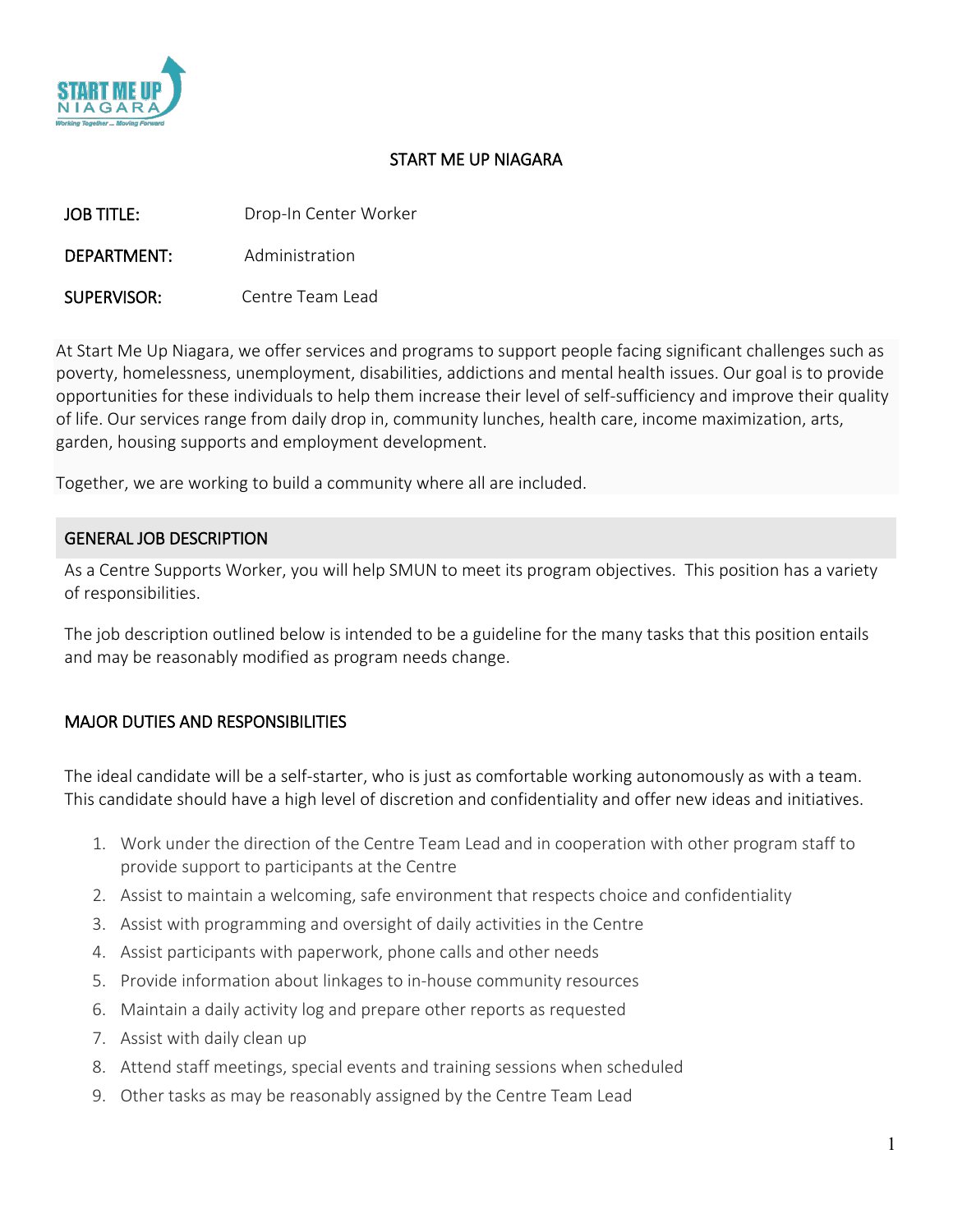# START ME UP NIAGARA

**JOB TITLE:** Drop-In Center Worker

**DEPARTMENT:** Administration

**SUPERVISOR:** Centre Team Lead

At Start Me Up Niagara, we offer services and programs to support people facing significant challenges such as poverty, homelessness, unemployment, disabilities, addictions and mental health issues. Our goal is to provide opportunities for these individuals to help them increase their level of self-sufficiency and improve their quality of life. Our services range from daily drop in, community lunches, health care, income maximization, arts, garden, housing supports and employment development.

Together, we are working to build a community where all are included.

## GENERAL JOB DESCRIPTION

As a Centre Supports Worker, you will help SMUN to meet its program objectives. This position has a variety of responsibilities.

The job description outlined below is intended to be a guideline for the many tasks that this position entails and may be reasonably modified as program needs change.

## MAJOR DUTIES AND RESPONSIBILITIES

The ideal candidate will be a self-starter, who is just as comfortable working autonomously as with a team. This candidate should have a high level of discretion and confidentiality and offer new ideas and initiatives.

1. Work under the direction of the Centre Team Lead and in cooperation with other program staff to provide support to participants at the Centre
2. Assist to maintain a welcoming, safe environment that respects choice and confidentiality
3. Assist with programming and oversight of daily activities in the Centre
4. Assist participants with paperwork, phone calls and other needs
5. Provide information about linkages to in-house community resources
6. Maintain a daily activity log and prepare other reports as requested
7. Assist with daily clean up
8. Attend staff meetings, special events and training sessions when scheduled
9. Other tasks as may be reasonably assigned by the Centre Team Lead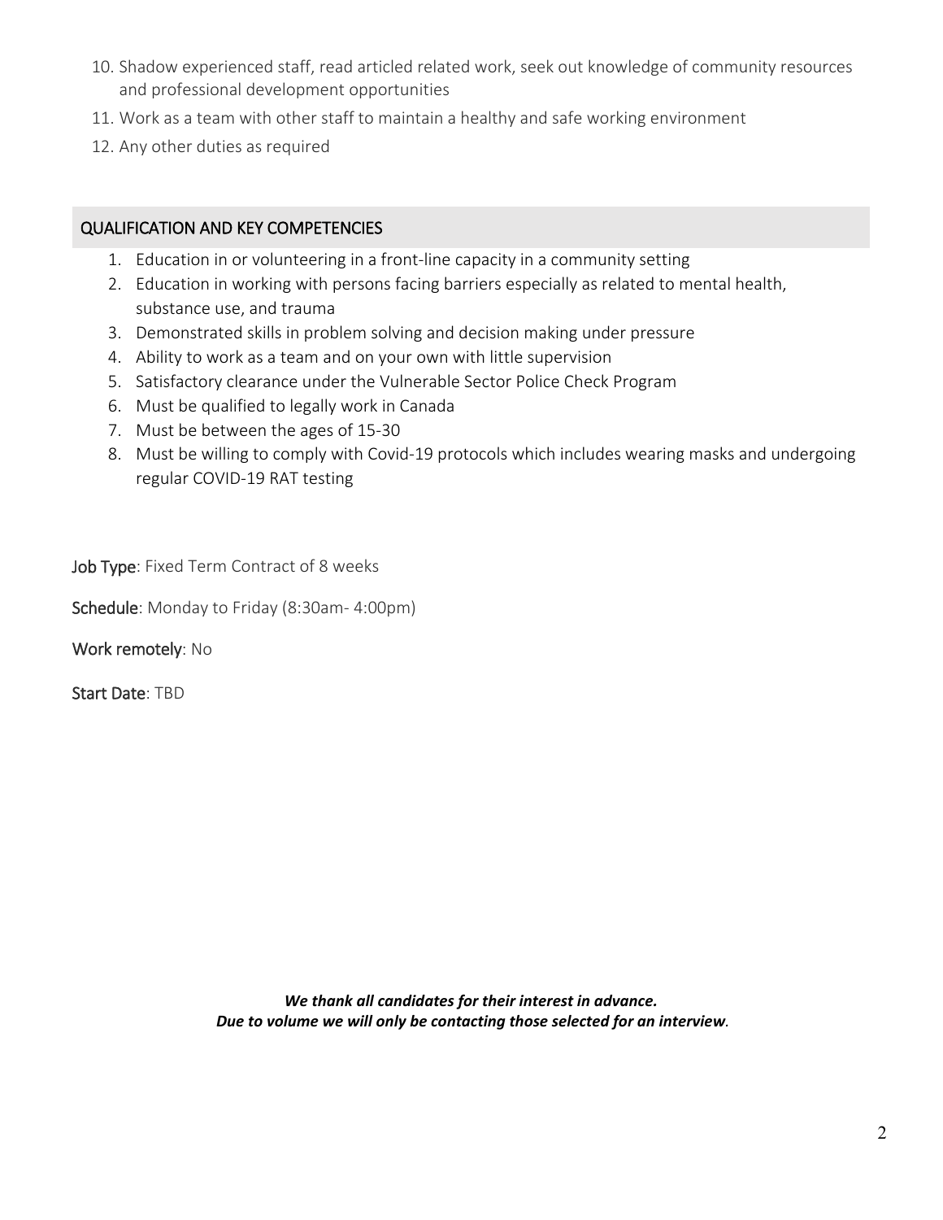10. Shadow experienced staff, read articled related work, seek out knowledge of community resources and professional development opportunities
11. Work as a team with other staff to maintain a healthy and safe working environment
12. Any other duties as required

## QUALIFICATION AND KEY COMPETENCIES

1. Education in or volunteering in a front-line capacity in a community setting
2. Education in working with persons facing barriers especially as related to mental health, substance use, and trauma
3. Demonstrated skills in problem solving and decision making under pressure
4. Ability to work as a team and on your own with little supervision
5. Satisfactory clearance under the Vulnerable Sector Police Check Program
6. Must be qualified to legally work in Canada
7. Must be between the ages of 15-30
8. Must be willing to comply with Covid-19 protocols which includes wearing masks and undergoing regular COVID-19 RAT testing

Job Type: Fixed Term Contract of 8 weeks

Schedule: Monday to Friday (8:30am- 4:00pm)

Work remotely: No

Start Date: TBD

***We thank all candidates for their interest in advance.***
***Due to volume we will only be contacting those selected for an interview.***